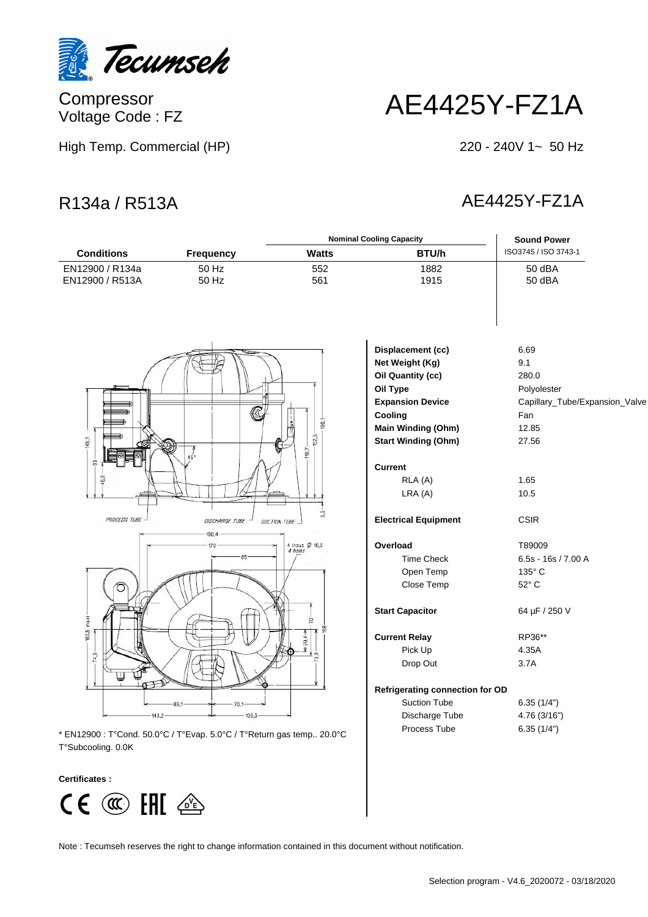Tecumseh

Compressor
Voltage Code : FZ

# AE4425Y-FZ1A

High Temp. Commercial (HP)

220 - 240V 1~ 50 Hz

## R134a / R513A

## AE4425Y-FZ1A

| Conditions | Frequency | Nominal Cooling Capacity Watts | BTU/h | Sound Power ISO3745 / ISO 3743-1 |
|---|---|---|---|---|
| EN12900 / R134a | 50 Hz | 552 | 1882 | 50 dBA |
| EN12900 / R513A | 50 Hz | 561 | 1915 | 50 dBA |

| | |
|---|---|
| **Displacement (cc)** | 6.69 |
| **Net Weight (Kg)** | 9.1 |
| **Oil Quantity (cc)** | 280.0 |
| **Oil Type** | Polyolester |
| **Expansion Device** | Capillary_Tube/Expansion_Valve |
| **Cooling** | Fan |
| **Main Winding (Ohm)** | 12.85 |
| **Start Winding (Ohm)** | 27.56 |
| **Current** | |
| RLA (A) | 1.65 |
| LRA (A) | 10.5 |
| **Electrical Equipment** | CSIR |
| **Overload** | T89009 |
| Time Check | 6.5s - 16s / 7.00 A |
| Open Temp | 135° C |
| Close Temp | 52° C |
| **Start Capacitor** | 64 µF / 250 V |
| **Current Relay** | RP36** |
| Pick Up | 4.35A |
| Drop Out | 3.7A |
| **Refrigerating connection for OD** | |
| Suction Tube | 6.35 (1/4") |
| Discharge Tube | 4.76 (3/16") |
| Process Tube | 6.35 (1/4") |

PROCESS TUBE, DISCHARGE TUBE, SUCTION TUBE, 4 trous Ø 16,5 / 4 holes

* EN12900 : T°Cond. 50.0°C / T°Evap. 5.0°C / T°Return gas temp.. 20.0°C
T°Subcooling. 0.0K

**Certificates :**

Note : Tecumseh reserves the right to change information contained in this document without notification.

Selection program - V4.6_2020072 - 03/18/2020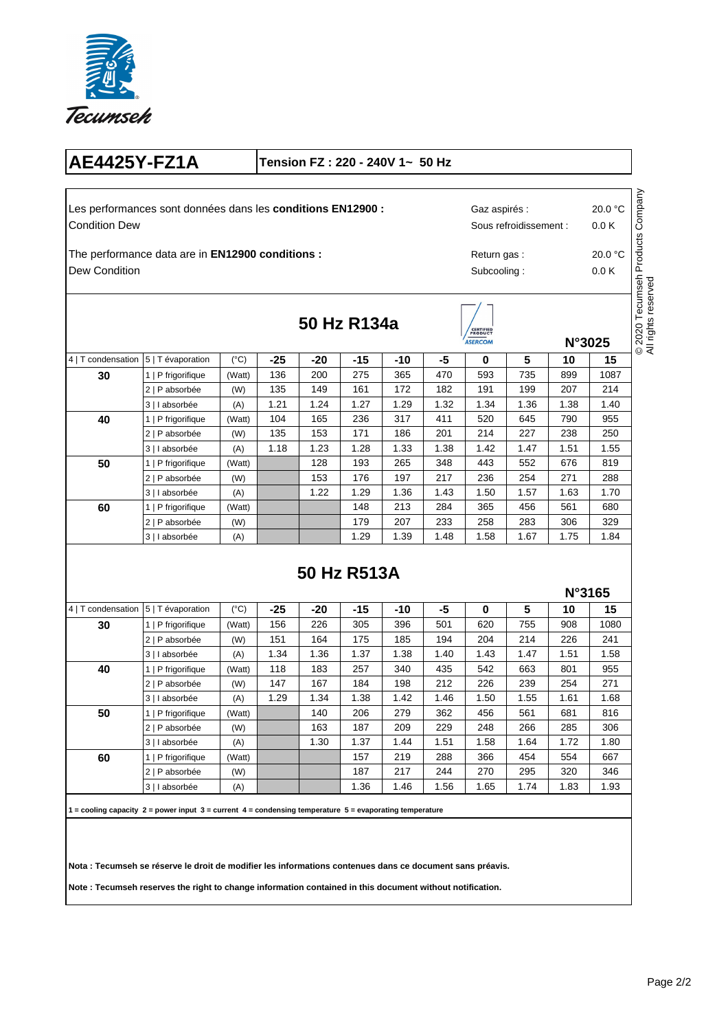# AE4425Y-FZ1A

**Tension FZ : 220 - 240V 1~ 50 Hz**

Les performances sont données dans les **conditions EN12900 :**
Condition Dew

Gaz aspirés : 20.0 °C
Sous refroidissement : 0.0 K

The performance data are in **EN12900 conditions :**
Dew Condition

Return gas : 20.0 °C
Subcooling : 0.0 K

© 2020 Tecumseh Products Company
All rights reserved

## 50 Hz R134a

CERTIFIED PRODUCT ASERCOM

**N°3025**

| 4 \| T condensation | 5 \| T évaporation | (°C) | -25 | -20 | -15 | -10 | -5 | 0 | 5 | 10 | 15 |
|---|---|---|---|---|---|---|---|---|---|---|---|
| **30** | 1 \| P frigorifique | (Watt) | 136 | 200 | 275 | 365 | 470 | 593 | 735 | 899 | 1087 |
| | 2 \| P absorbée | (W) | 135 | 149 | 161 | 172 | 182 | 191 | 199 | 207 | 214 |
| | 3 \| I absorbée | (A) | 1.21 | 1.24 | 1.27 | 1.29 | 1.32 | 1.34 | 1.36 | 1.38 | 1.40 |
| **40** | 1 \| P frigorifique | (Watt) | 104 | 165 | 236 | 317 | 411 | 520 | 645 | 790 | 955 |
| | 2 \| P absorbée | (W) | 135 | 153 | 171 | 186 | 201 | 214 | 227 | 238 | 250 |
| | 3 \| I absorbée | (A) | 1.18 | 1.23 | 1.28 | 1.33 | 1.38 | 1.42 | 1.47 | 1.51 | 1.55 |
| **50** | 1 \| P frigorifique | (Watt) | | 128 | 193 | 265 | 348 | 443 | 552 | 676 | 819 |
| | 2 \| P absorbée | (W) | | 153 | 176 | 197 | 217 | 236 | 254 | 271 | 288 |
| | 3 \| I absorbée | (A) | | 1.22 | 1.29 | 1.36 | 1.43 | 1.50 | 1.57 | 1.63 | 1.70 |
| **60** | 1 \| P frigorifique | (Watt) | | | 148 | 213 | 284 | 365 | 456 | 561 | 680 |
| | 2 \| P absorbée | (W) | | | 179 | 207 | 233 | 258 | 283 | 306 | 329 |
| | 3 \| I absorbée | (A) | | | 1.29 | 1.39 | 1.48 | 1.58 | 1.67 | 1.75 | 1.84 |

## 50 Hz R513A

**N°3165**

| 4 \| T condensation | 5 \| T évaporation | (°C) | -25 | -20 | -15 | -10 | -5 | 0 | 5 | 10 | 15 |
|---|---|---|---|---|---|---|---|---|---|---|---|
| **30** | 1 \| P frigorifique | (Watt) | 156 | 226 | 305 | 396 | 501 | 620 | 755 | 908 | 1080 |
| | 2 \| P absorbée | (W) | 151 | 164 | 175 | 185 | 194 | 204 | 214 | 226 | 241 |
| | 3 \| I absorbée | (A) | 1.34 | 1.36 | 1.37 | 1.38 | 1.40 | 1.43 | 1.47 | 1.51 | 1.58 |
| **40** | 1 \| P frigorifique | (Watt) | 118 | 183 | 257 | 340 | 435 | 542 | 663 | 801 | 955 |
| | 2 \| P absorbée | (W) | 147 | 167 | 184 | 198 | 212 | 226 | 239 | 254 | 271 |
| | 3 \| I absorbée | (A) | 1.29 | 1.34 | 1.38 | 1.42 | 1.46 | 1.50 | 1.55 | 1.61 | 1.68 |
| **50** | 1 \| P frigorifique | (Watt) | | 140 | 206 | 279 | 362 | 456 | 561 | 681 | 816 |
| | 2 \| P absorbée | (W) | | 163 | 187 | 209 | 229 | 248 | 266 | 285 | 306 |
| | 3 \| I absorbée | (A) | | 1.30 | 1.37 | 1.44 | 1.51 | 1.58 | 1.64 | 1.72 | 1.80 |
| **60** | 1 \| P frigorifique | (Watt) | | | 157 | 219 | 288 | 366 | 454 | 554 | 667 |
| | 2 \| P absorbée | (W) | | | 187 | 217 | 244 | 270 | 295 | 320 | 346 |
| | 3 \| I absorbée | (A) | | | 1.36 | 1.46 | 1.56 | 1.65 | 1.74 | 1.83 | 1.93 |

**1 = cooling capacity 2 = power input 3 = current 4 = condensing temperature 5 = evaporating temperature**

**Nota : Tecumseh se réserve le droit de modifier les informations contenues dans ce document sans préavis.**

**Note : Tecumseh reserves the right to change information contained in this document without notification.**